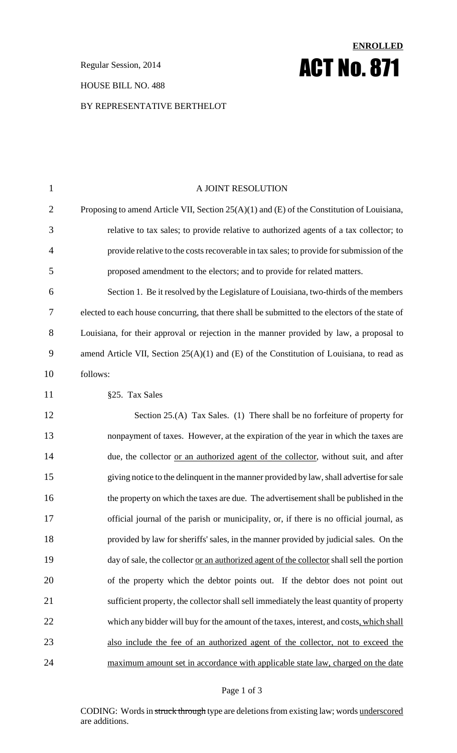**ENROLLED**

Regular Session, 2014

# ACT No. 871

HOUSE BILL NO. 488

BY REPRESENTATIVE BERTHELOT

A JOINT RESOLUTION

Proposing to amend Article VII, Section 25(A)(1) and (E) of the Constitution of Louisiana, relative to tax sales; to provide relative to authorized agents of a tax collector; to provide relative to the costs recoverable in tax sales; to provide for submission of the proposed amendment to the electors; and to provide for related matters.

Section 1. Be it resolved by the Legislature of Louisiana, two-thirds of the members elected to each house concurring, that there shall be submitted to the electors of the state of Louisiana, for their approval or rejection in the manner provided by law, a proposal to amend Article VII, Section 25(A)(1) and (E) of the Constitution of Louisiana, to read as follows:

§25. Tax Sales

Section 25.(A) Tax Sales. (1) There shall be no forfeiture of property for nonpayment of taxes. However, at the expiration of the year in which the taxes are due, the collector <u>or an authorized agent of the collector</u>, without suit, and after giving notice to the delinquent in the manner provided by law, shall advertise for sale the property on which the taxes are due. The advertisement shall be published in the official journal of the parish or municipality, or, if there is no official journal, as provided by law for sheriffs' sales, in the manner provided by judicial sales. On the day of sale, the collector <u>or an authorized agent of the collector</u> shall sell the portion of the property which the debtor points out. If the debtor does not point out sufficient property, the collector shall sell immediately the least quantity of property which any bidder will buy for the amount of the taxes, interest, and costs<u>, which shall also include the fee of an authorized agent of the collector, not to exceed the maximum amount set in accordance with applicable state law, charged on the date</u>

CODING: Words in ~~struck through~~ type are deletions from existing law; words <u>underscored</u> are additions.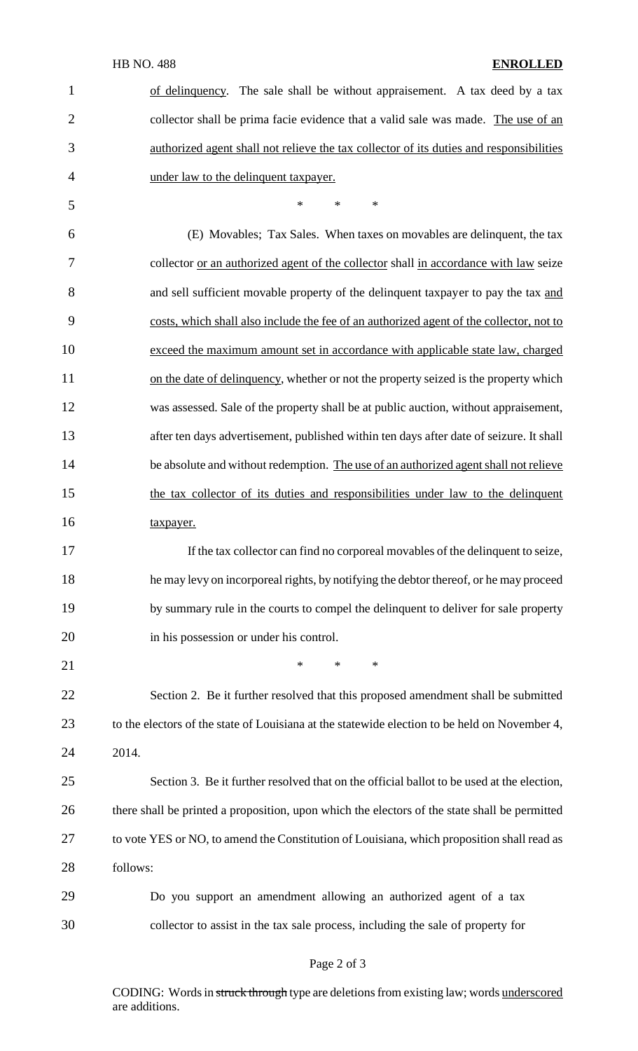of delinquency. The sale shall be without appraisement. A tax deed by a tax collector shall be prima facie evidence that a valid sale was made. The use of an authorized agent shall not relieve the tax collector of its duties and responsibilities under law to the delinquent taxpayer.

\* \* \*

(E) Movables; Tax Sales. When taxes on movables are delinquent, the tax collector or an authorized agent of the collector shall in accordance with law seize and sell sufficient movable property of the delinquent taxpayer to pay the tax and costs, which shall also include the fee of an authorized agent of the collector, not to exceed the maximum amount set in accordance with applicable state law, charged on the date of delinquency, whether or not the property seized is the property which was assessed. Sale of the property shall be at public auction, without appraisement, after ten days advertisement, published within ten days after date of seizure. It shall be absolute and without redemption. The use of an authorized agent shall not relieve the tax collector of its duties and responsibilities under law to the delinquent taxpayer.

If the tax collector can find no corporeal movables of the delinquent to seize, he may levy on incorporeal rights, by notifying the debtor thereof, or he may proceed by summary rule in the courts to compel the delinquent to deliver for sale property in his possession or under his control.

\* \* \*

Section 2. Be it further resolved that this proposed amendment shall be submitted to the electors of the state of Louisiana at the statewide election to be held on November 4, 2014.

Section 3. Be it further resolved that on the official ballot to be used at the election, there shall be printed a proposition, upon which the electors of the state shall be permitted to vote YES or NO, to amend the Constitution of Louisiana, which proposition shall read as follows:

Do you support an amendment allowing an authorized agent of a tax collector to assist in the tax sale process, including the sale of property for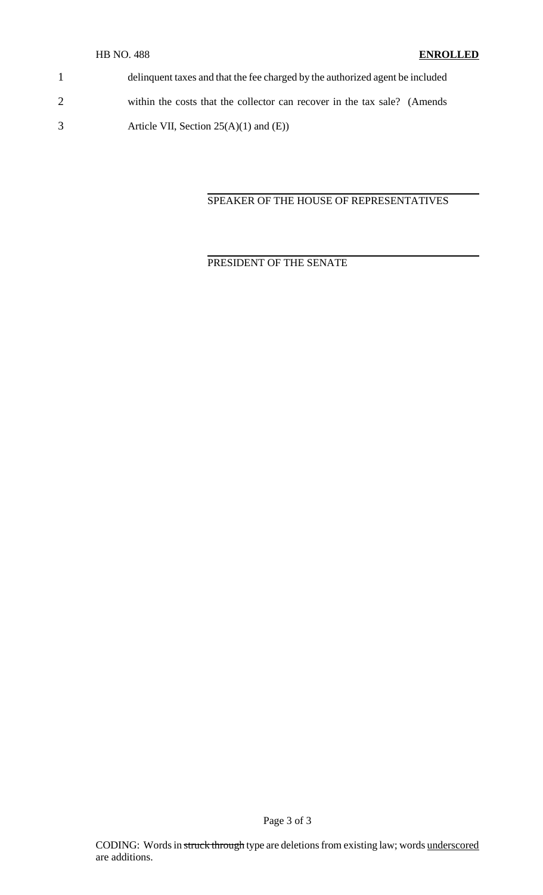delinquent taxes and that the fee charged by the authorized agent be included within the costs that the collector can recover in the tax sale? (Amends Article VII, Section 25(A)(1) and (E))

SPEAKER OF THE HOUSE OF REPRESENTATIVES

PRESIDENT OF THE SENATE

CODING: Words in ~~struck through~~ type are deletions from existing law; words underscored are additions.